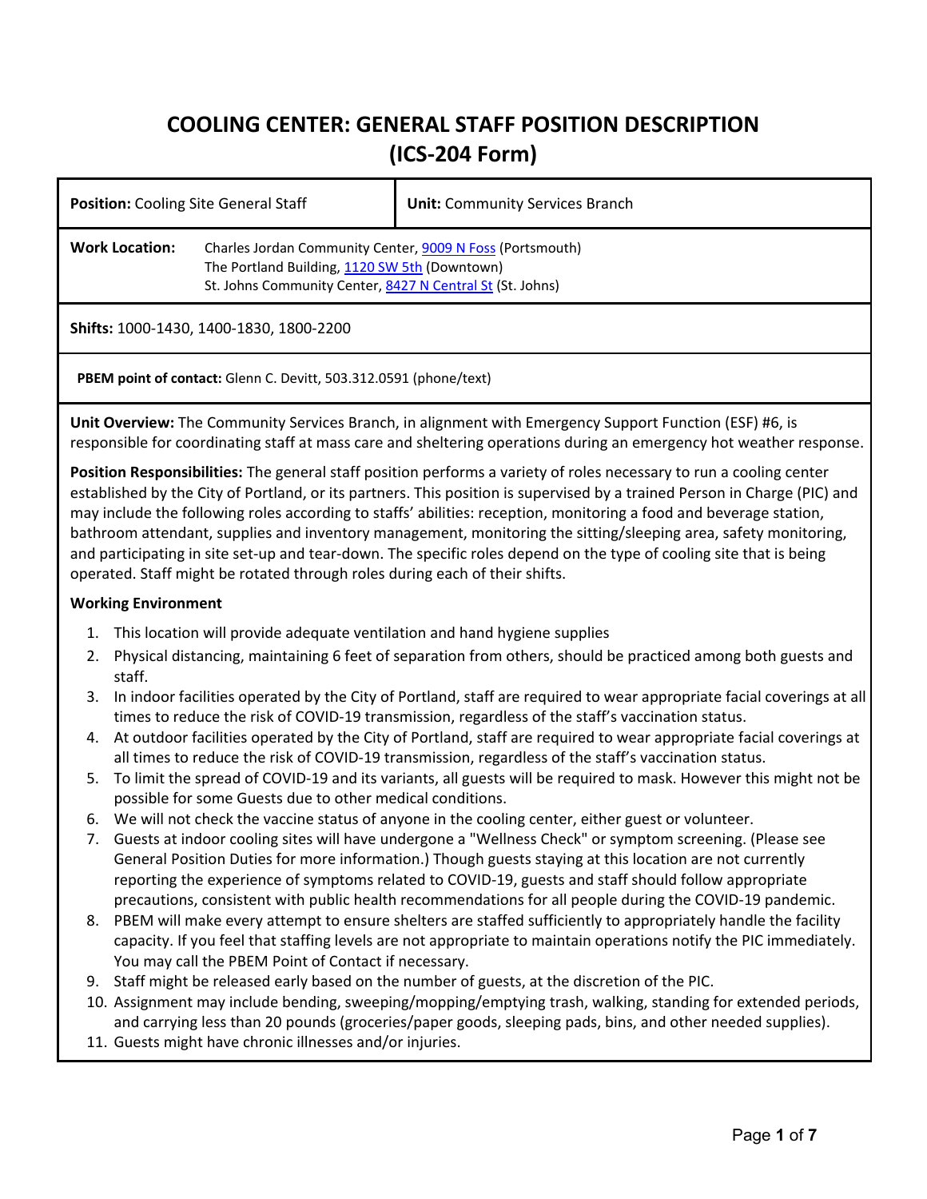# COOLING CENTER: GENERAL STAFF POSITION DESCRIPTION (ICS-204 Form)

| **Position:** Cooling Site General Staff | **Unit:** Community Services Branch |
|---|---|
| **Work Location:** Charles Jordan Community Center, 9009 N Foss (Portsmouth)<br>The Portland Building, 1120 SW 5th (Downtown)<br>St. Johns Community Center, 8427 N Central St (St. Johns) | |
| **Shifts:** 1000-1430, 1400-1830, 1800-2200 | |
| **PBEM point of contact:** Glenn C. Devitt, 503.312.0591 (phone/text) | |

**Unit Overview:** The Community Services Branch, in alignment with Emergency Support Function (ESF) #6, is responsible for coordinating staff at mass care and sheltering operations during an emergency hot weather response.

**Position Responsibilities:** The general staff position performs a variety of roles necessary to run a cooling center established by the City of Portland, or its partners. This position is supervised by a trained Person in Charge (PIC) and may include the following roles according to staffs' abilities: reception, monitoring a food and beverage station, bathroom attendant, supplies and inventory management, monitoring the sitting/sleeping area, safety monitoring, and participating in site set-up and tear-down. The specific roles depend on the type of cooling site that is being operated. Staff might be rotated through roles during each of their shifts.

**Working Environment**

1. This location will provide adequate ventilation and hand hygiene supplies
2. Physical distancing, maintaining 6 feet of separation from others, should be practiced among both guests and staff.
3. In indoor facilities operated by the City of Portland, staff are required to wear appropriate facial coverings at all times to reduce the risk of COVID-19 transmission, regardless of the staff's vaccination status.
4. At outdoor facilities operated by the City of Portland, staff are required to wear appropriate facial coverings at all times to reduce the risk of COVID-19 transmission, regardless of the staff's vaccination status.
5. To limit the spread of COVID-19 and its variants, all guests will be required to mask. However this might not be possible for some Guests due to other medical conditions.
6. We will not check the vaccine status of anyone in the cooling center, either guest or volunteer.
7. Guests at indoor cooling sites will have undergone a "Wellness Check" or symptom screening. (Please see General Position Duties for more information.) Though guests staying at this location are not currently reporting the experience of symptoms related to COVID-19, guests and staff should follow appropriate precautions, consistent with public health recommendations for all people during the COVID-19 pandemic.
8. PBEM will make every attempt to ensure shelters are staffed sufficiently to appropriately handle the facility capacity. If you feel that staffing levels are not appropriate to maintain operations notify the PIC immediately. You may call the PBEM Point of Contact if necessary.
9. Staff might be released early based on the number of guests, at the discretion of the PIC.
10. Assignment may include bending, sweeping/mopping/emptying trash, walking, standing for extended periods, and carrying less than 20 pounds (groceries/paper goods, sleeping pads, bins, and other needed supplies).
11. Guests might have chronic illnesses and/or injuries.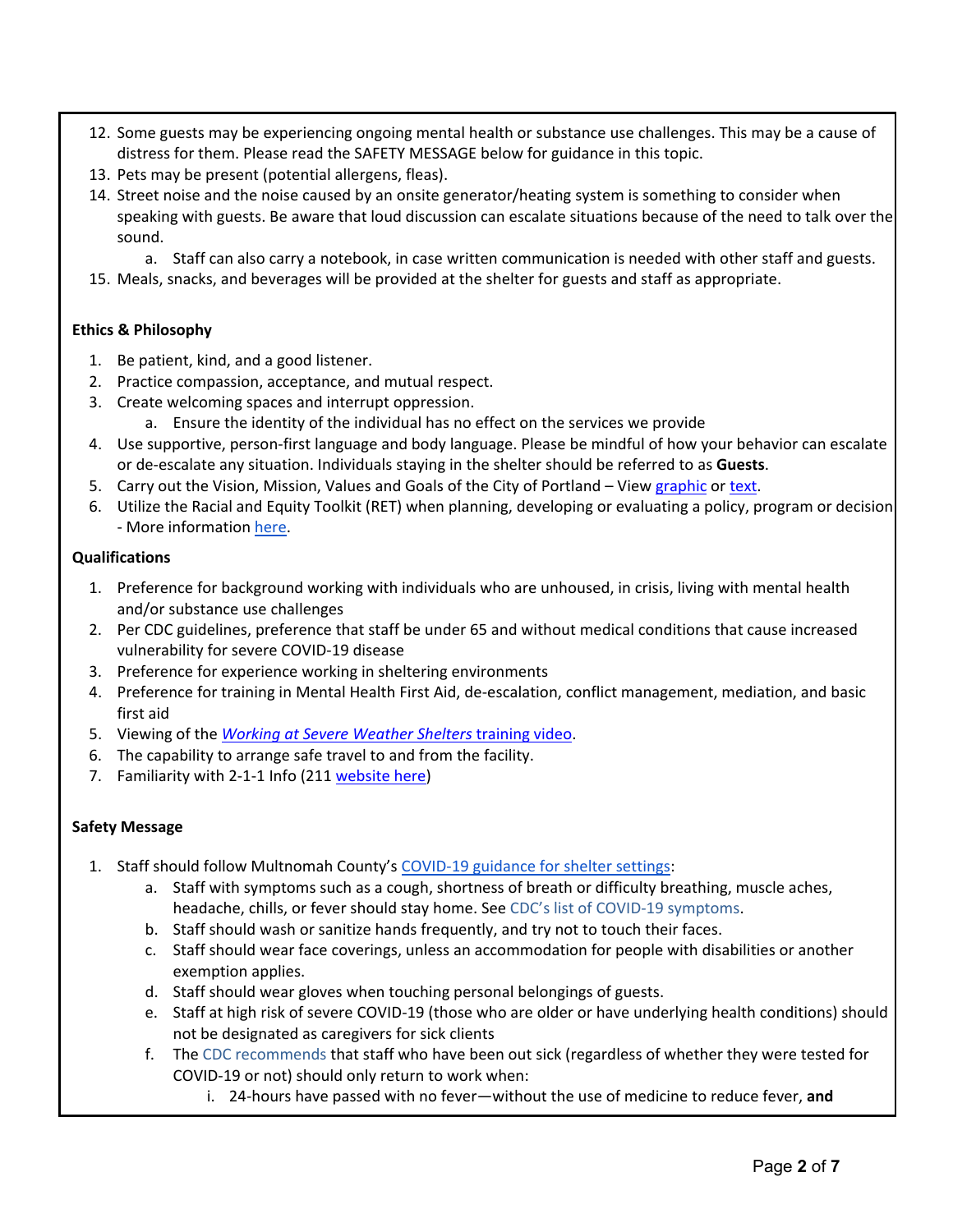12. Some guests may be experiencing ongoing mental health or substance use challenges. This may be a cause of distress for them. Please read the SAFETY MESSAGE below for guidance in this topic.
13. Pets may be present (potential allergens, fleas).
14. Street noise and the noise caused by an onsite generator/heating system is something to consider when speaking with guests. Be aware that loud discussion can escalate situations because of the need to talk over the sound.
    a. Staff can also carry a notebook, in case written communication is needed with other staff and guests.
15. Meals, snacks, and beverages will be provided at the shelter for guests and staff as appropriate.

**Ethics & Philosophy**

1. Be patient, kind, and a good listener.
2. Practice compassion, acceptance, and mutual respect.
3. Create welcoming spaces and interrupt oppression.
    a. Ensure the identity of the individual has no effect on the services we provide
4. Use supportive, person-first language and body language. Please be mindful of how your behavior can escalate or de-escalate any situation. Individuals staying in the shelter should be referred to as **Guests**.
5. Carry out the Vision, Mission, Values and Goals of the City of Portland – View graphic or text.
6. Utilize the Racial and Equity Toolkit (RET) when planning, developing or evaluating a policy, program or decision - More information here.

**Qualifications**

1. Preference for background working with individuals who are unhoused, in crisis, living with mental health and/or substance use challenges
2. Per CDC guidelines, preference that staff be under 65 and without medical conditions that cause increased vulnerability for severe COVID-19 disease
3. Preference for experience working in sheltering environments
4. Preference for training in Mental Health First Aid, de-escalation, conflict management, mediation, and basic first aid
5. Viewing of the *Working at Severe Weather Shelters* training video.
6. The capability to arrange safe travel to and from the facility.
7. Familiarity with 2-1-1 Info (211 website here)

**Safety Message**

1. Staff should follow Multnomah County's COVID-19 guidance for shelter settings:
    a. Staff with symptoms such as a cough, shortness of breath or difficulty breathing, muscle aches, headache, chills, or fever should stay home. See CDC's list of COVID-19 symptoms.
    b. Staff should wash or sanitize hands frequently, and try not to touch their faces.
    c. Staff should wear face coverings, unless an accommodation for people with disabilities or another exemption applies.
    d. Staff should wear gloves when touching personal belongings of guests.
    e. Staff at high risk of severe COVID-19 (those who are older or have underlying health conditions) should not be designated as caregivers for sick clients
    f. The CDC recommends that staff who have been out sick (regardless of whether they were tested for COVID-19 or not) should only return to work when:
        i. 24-hours have passed with no fever—without the use of medicine to reduce fever, **and**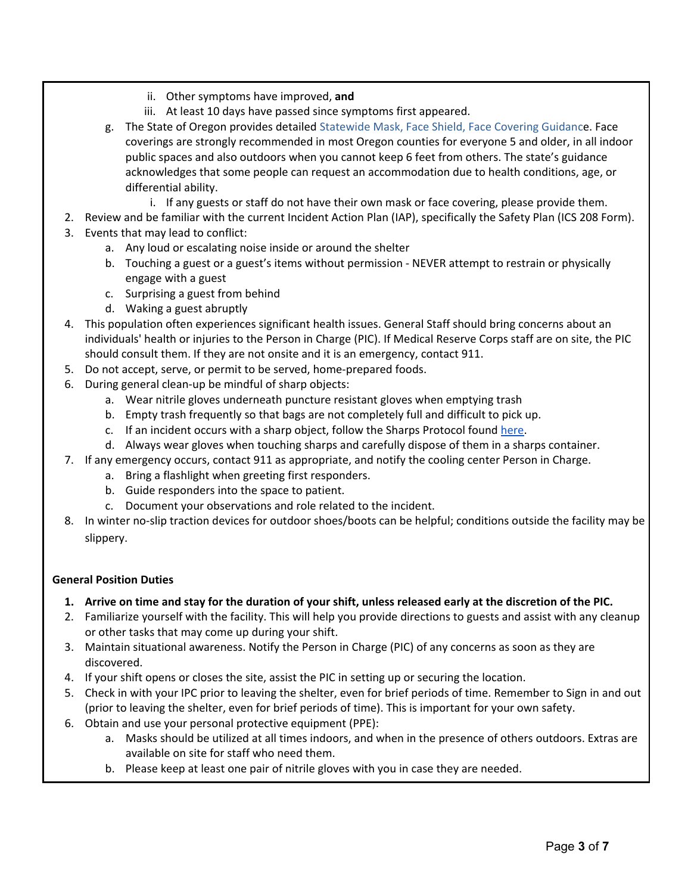ii. Other symptoms have improved, **and**
      iii. At least 10 days have passed since symptoms first appeared.
   g. The State of Oregon provides detailed Statewide Mask, Face Shield, Face Covering Guidance. Face coverings are strongly recommended in most Oregon counties for everyone 5 and older, in all indoor public spaces and also outdoors when you cannot keep 6 feet from others. The state's guidance acknowledges that some people can request an accommodation due to health conditions, age, or differential ability.
      i. If any guests or staff do not have their own mask or face covering, please provide them.
2. Review and be familiar with the current Incident Action Plan (IAP), specifically the Safety Plan (ICS 208 Form).
3. Events that may lead to conflict:
   a. Any loud or escalating noise inside or around the shelter
   b. Touching a guest or a guest's items without permission - NEVER attempt to restrain or physically engage with a guest
   c. Surprising a guest from behind
   d. Waking a guest abruptly
4. This population often experiences significant health issues. General Staff should bring concerns about an individuals' health or injuries to the Person in Charge (PIC). If Medical Reserve Corps staff are on site, the PIC should consult them. If they are not onsite and it is an emergency, contact 911.
5. Do not accept, serve, or permit to be served, home-prepared foods.
6. During general clean-up be mindful of sharp objects:
   a. Wear nitrile gloves underneath puncture resistant gloves when emptying trash
   b. Empty trash frequently so that bags are not completely full and difficult to pick up.
   c. If an incident occurs with a sharp object, follow the Sharps Protocol found here.
   d. Always wear gloves when touching sharps and carefully dispose of them in a sharps container.
7. If any emergency occurs, contact 911 as appropriate, and notify the cooling center Person in Charge.
   a. Bring a flashlight when greeting first responders.
   b. Guide responders into the space to patient.
   c. Document your observations and role related to the incident.
8. In winter no-slip traction devices for outdoor shoes/boots can be helpful; conditions outside the facility may be slippery.

**General Position Duties**

1. **Arrive on time and stay for the duration of your shift, unless released early at the discretion of the PIC.**
2. Familiarize yourself with the facility. This will help you provide directions to guests and assist with any cleanup or other tasks that may come up during your shift.
3. Maintain situational awareness. Notify the Person in Charge (PIC) of any concerns as soon as they are discovered.
4. If your shift opens or closes the site, assist the PIC in setting up or securing the location.
5. Check in with your IPC prior to leaving the shelter, even for brief periods of time. Remember to Sign in and out (prior to leaving the shelter, even for brief periods of time). This is important for your own safety.
6. Obtain and use your personal protective equipment (PPE):
   a. Masks should be utilized at all times indoors, and when in the presence of others outdoors. Extras are available on site for staff who need them.
   b. Please keep at least one pair of nitrile gloves with you in case they are needed.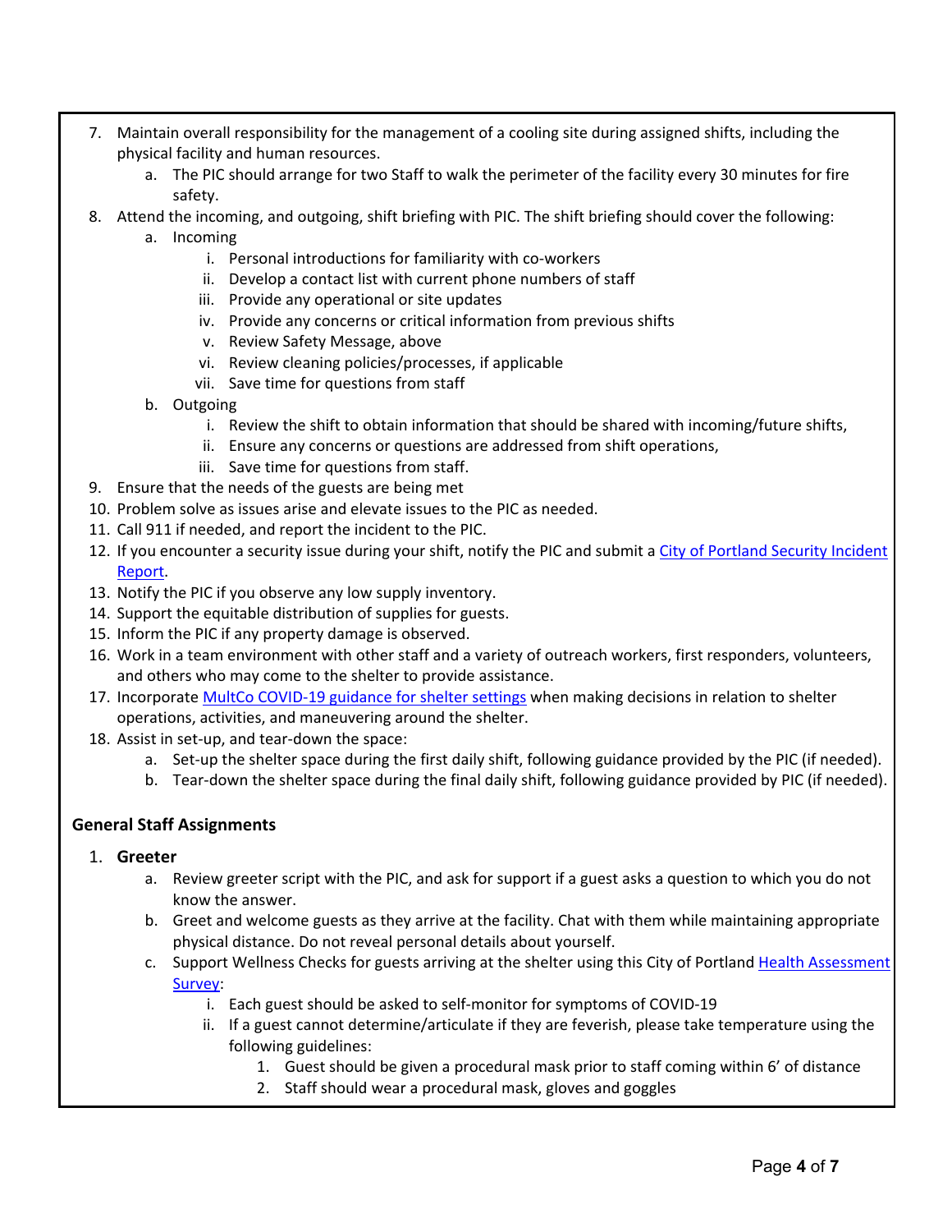7. Maintain overall responsibility for the management of a cooling site during assigned shifts, including the physical facility and human resources.
   a. The PIC should arrange for two Staff to walk the perimeter of the facility every 30 minutes for fire safety.
8. Attend the incoming, and outgoing, shift briefing with PIC. The shift briefing should cover the following:
   a. Incoming
      i. Personal introductions for familiarity with co-workers
      ii. Develop a contact list with current phone numbers of staff
      iii. Provide any operational or site updates
      iv. Provide any concerns or critical information from previous shifts
      v. Review Safety Message, above
      vi. Review cleaning policies/processes, if applicable
      vii. Save time for questions from staff
   b. Outgoing
      i. Review the shift to obtain information that should be shared with incoming/future shifts,
      ii. Ensure any concerns or questions are addressed from shift operations,
      iii. Save time for questions from staff.
9. Ensure that the needs of the guests are being met
10. Problem solve as issues arise and elevate issues to the PIC as needed.
11. Call 911 if needed, and report the incident to the PIC.
12. If you encounter a security issue during your shift, notify the PIC and submit a City of Portland Security Incident Report.
13. Notify the PIC if you observe any low supply inventory.
14. Support the equitable distribution of supplies for guests.
15. Inform the PIC if any property damage is observed.
16. Work in a team environment with other staff and a variety of outreach workers, first responders, volunteers, and others who may come to the shelter to provide assistance.
17. Incorporate MultCo COVID-19 guidance for shelter settings when making decisions in relation to shelter operations, activities, and maneuvering around the shelter.
18. Assist in set-up, and tear-down the space:
   a. Set-up the shelter space during the first daily shift, following guidance provided by the PIC (if needed).
   b. Tear-down the shelter space during the final daily shift, following guidance provided by PIC (if needed).

## General Staff Assignments

1. **Greeter**
   a. Review greeter script with the PIC, and ask for support if a guest asks a question to which you do not know the answer.
   b. Greet and welcome guests as they arrive at the facility. Chat with them while maintaining appropriate physical distance. Do not reveal personal details about yourself.
   c. Support Wellness Checks for guests arriving at the shelter using this City of Portland Health Assessment Survey:
      i. Each guest should be asked to self-monitor for symptoms of COVID-19
      ii. If a guest cannot determine/articulate if they are feverish, please take temperature using the following guidelines:
         1. Guest should be given a procedural mask prior to staff coming within 6' of distance
         2. Staff should wear a procedural mask, gloves and goggles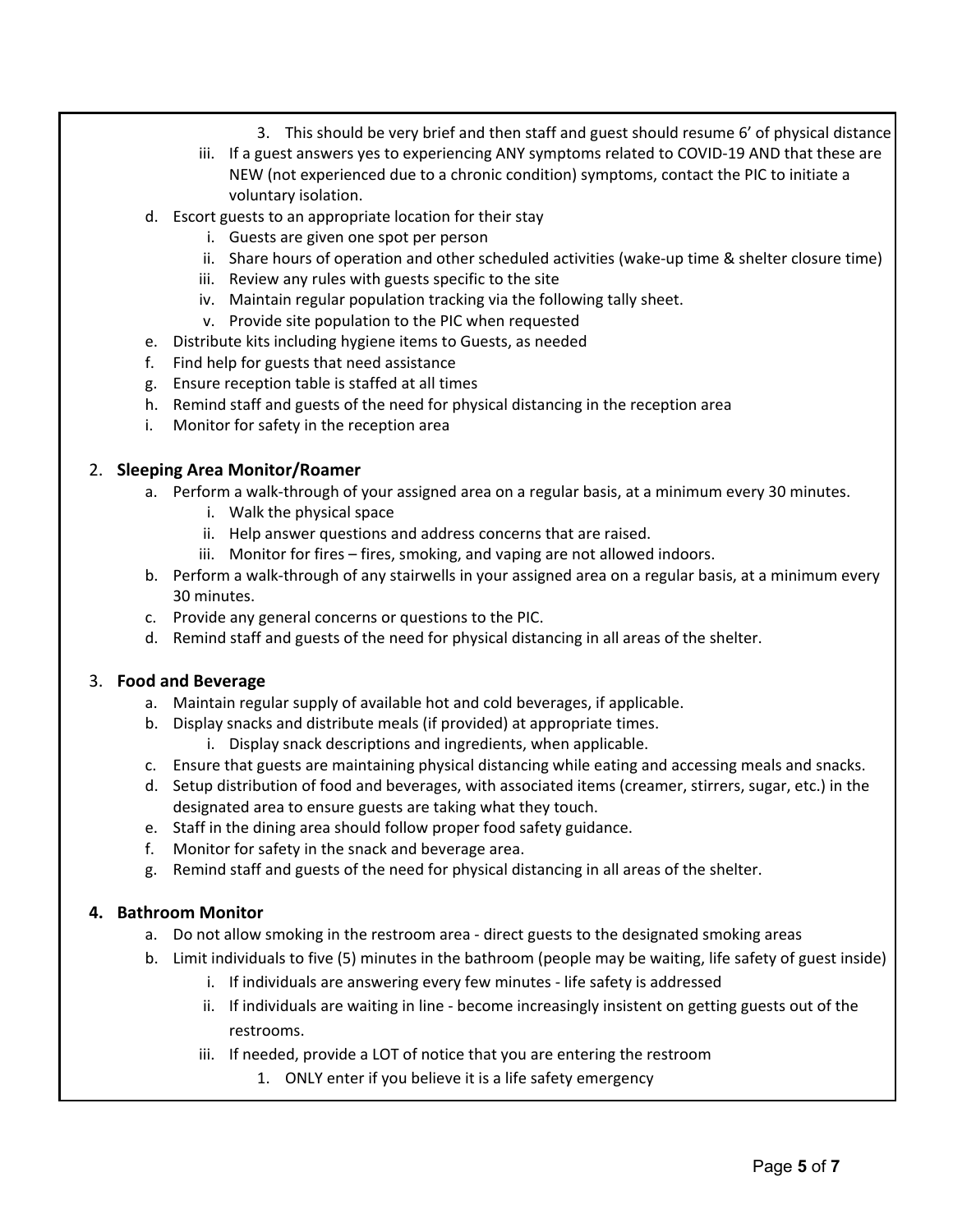3. This should be very brief and then staff and guest should resume 6’ of physical distance

   iii. If a guest answers yes to experiencing ANY symptoms related to COVID-19 AND that these are NEW (not experienced due to a chronic condition) symptoms, contact the PIC to initiate a voluntary isolation.

d. Escort guests to an appropriate location for their stay
   i. Guests are given one spot per person
   ii. Share hours of operation and other scheduled activities (wake-up time & shelter closure time)
   iii. Review any rules with guests specific to the site
   iv. Maintain regular population tracking via the following tally sheet.
   v. Provide site population to the PIC when requested
e. Distribute kits including hygiene items to Guests, as needed
f. Find help for guests that need assistance
g. Ensure reception table is staffed at all times
h. Remind staff and guests of the need for physical distancing in the reception area
i. Monitor for safety in the reception area

2. **Sleeping Area Monitor/Roamer**
   a. Perform a walk-through of your assigned area on a regular basis, at a minimum every 30 minutes.
      i. Walk the physical space
      ii. Help answer questions and address concerns that are raised.
      iii. Monitor for fires – fires, smoking, and vaping are not allowed indoors.
   b. Perform a walk-through of any stairwells in your assigned area on a regular basis, at a minimum every 30 minutes.
   c. Provide any general concerns or questions to the PIC.
   d. Remind staff and guests of the need for physical distancing in all areas of the shelter.

3. **Food and Beverage**
   a. Maintain regular supply of available hot and cold beverages, if applicable.
   b. Display snacks and distribute meals (if provided) at appropriate times.
      i. Display snack descriptions and ingredients, when applicable.
   c. Ensure that guests are maintaining physical distancing while eating and accessing meals and snacks.
   d. Setup distribution of food and beverages, with associated items (creamer, stirrers, sugar, etc.) in the designated area to ensure guests are taking what they touch.
   e. Staff in the dining area should follow proper food safety guidance.
   f. Monitor for safety in the snack and beverage area.
   g. Remind staff and guests of the need for physical distancing in all areas of the shelter.

4. **Bathroom Monitor**
   a. Do not allow smoking in the restroom area - direct guests to the designated smoking areas
   b. Limit individuals to five (5) minutes in the bathroom (people may be waiting, life safety of guest inside)
      i. If individuals are answering every few minutes - life safety is addressed
      ii. If individuals are waiting in line - become increasingly insistent on getting guests out of the restrooms.
      iii. If needed, provide a LOT of notice that you are entering the restroom
         1. ONLY enter if you believe it is a life safety emergency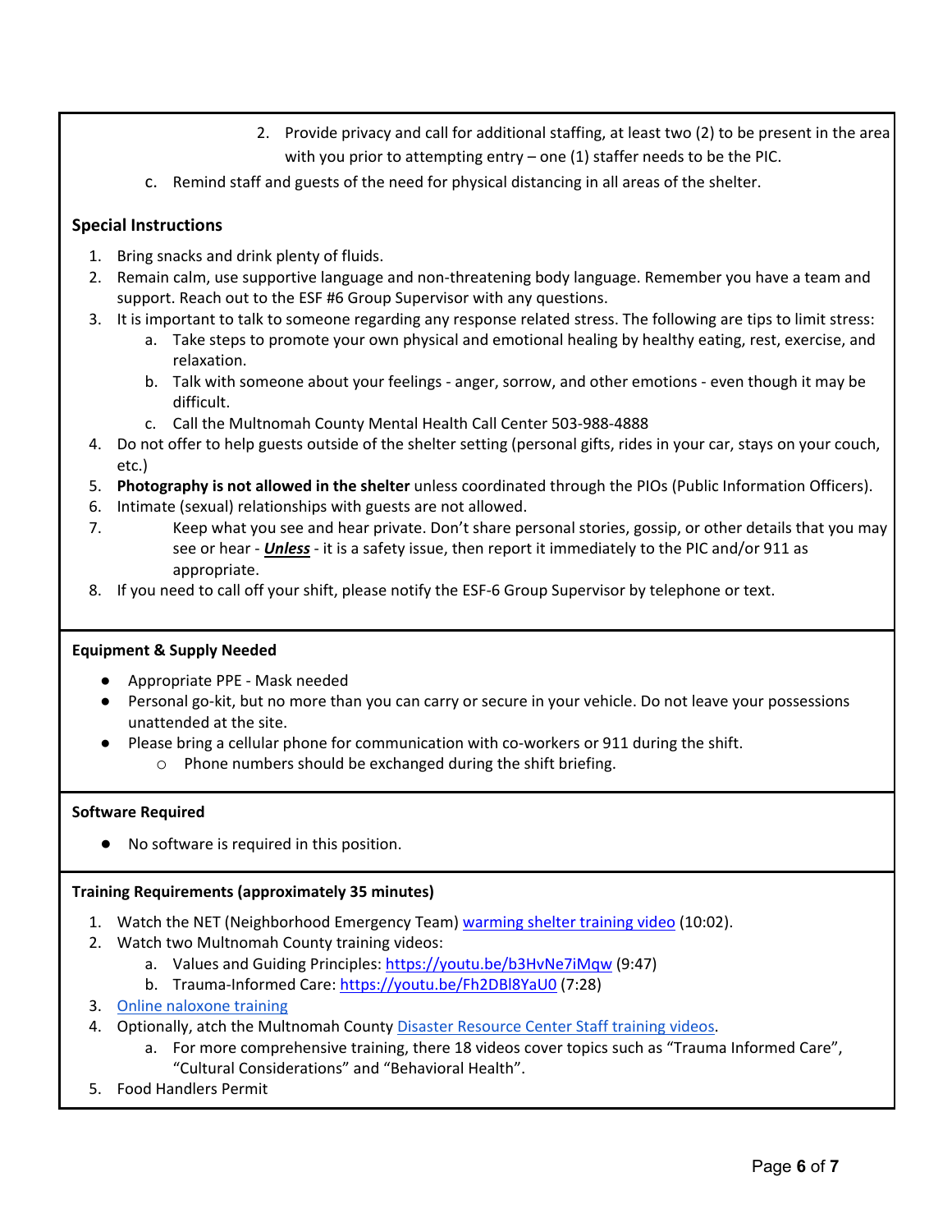2. Provide privacy and call for additional staffing, at least two (2) to be present in the area with you prior to attempting entry – one (1) staffer needs to be the PIC.

c. Remind staff and guests of the need for physical distancing in all areas of the shelter.

### Special Instructions

1. Bring snacks and drink plenty of fluids.
2. Remain calm, use supportive language and non-threatening body language. Remember you have a team and support. Reach out to the ESF #6 Group Supervisor with any questions.
3. It is important to talk to someone regarding any response related stress. The following are tips to limit stress:
   a. Take steps to promote your own physical and emotional healing by healthy eating, rest, exercise, and relaxation.
   b. Talk with someone about your feelings - anger, sorrow, and other emotions - even though it may be difficult.
   c. Call the Multnomah County Mental Health Call Center 503-988-4888
4. Do not offer to help guests outside of the shelter setting (personal gifts, rides in your car, stays on your couch, etc.)
5. **Photography is not allowed in the shelter** unless coordinated through the PIOs (Public Information Officers).
6. Intimate (sexual) relationships with guests are not allowed.
7. Keep what you see and hear private. Don't share personal stories, gossip, or other details that you may see or hear - ***Unless*** - it is a safety issue, then report it immediately to the PIC and/or 911 as appropriate.
8. If you need to call off your shift, please notify the ESF-6 Group Supervisor by telephone or text.

**Equipment & Supply Needed**

- Appropriate PPE - Mask needed
- Personal go-kit, but no more than you can carry or secure in your vehicle. Do not leave your possessions unattended at the site.
- Please bring a cellular phone for communication with co-workers or 911 during the shift.
  - Phone numbers should be exchanged during the shift briefing.

**Software Required**

- No software is required in this position.

**Training Requirements (approximately 35 minutes)**

1. Watch the NET (Neighborhood Emergency Team) warming shelter training video (10:02).
2. Watch two Multnomah County training videos:
   a. Values and Guiding Principles: https://youtu.be/b3HvNe7iMqw (9:47)
   b. Trauma-Informed Care: https://youtu.be/Fh2DBl8YaU0 (7:28)
3. Online naloxone training
4. Optionally, atch the Multnomah County Disaster Resource Center Staff training videos.
   a. For more comprehensive training, there 18 videos cover topics such as "Trauma Informed Care", "Cultural Considerations" and "Behavioral Health".
5. Food Handlers Permit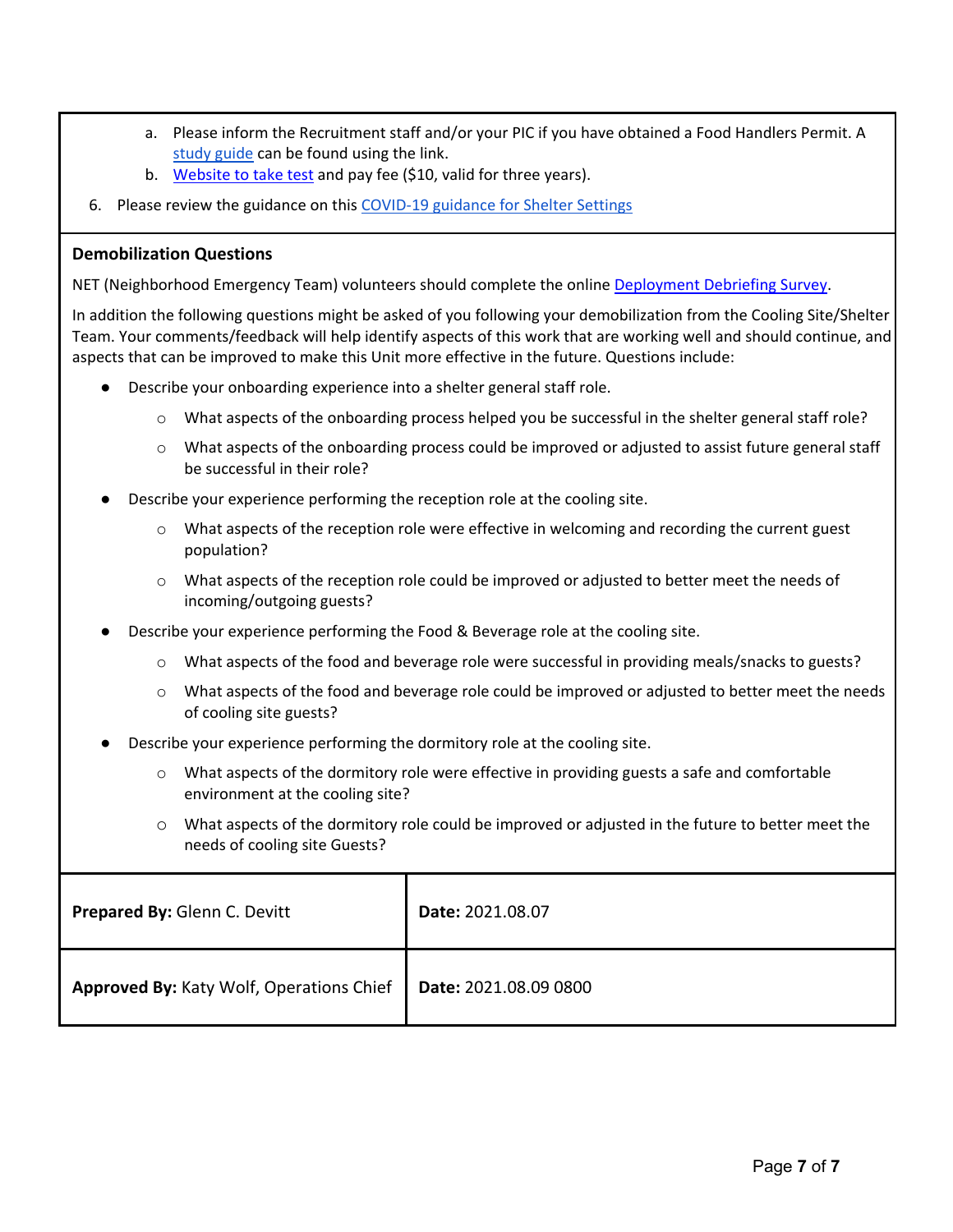a. Please inform the Recruitment staff and/or your PIC if you have obtained a Food Handlers Permit. A study guide can be found using the link.
   b. Website to take test and pay fee ($10, valid for three years).

6. Please review the guidance on this COVID-19 guidance for Shelter Settings

**Demobilization Questions**

NET (Neighborhood Emergency Team) volunteers should complete the online Deployment Debriefing Survey.

In addition the following questions might be asked of you following your demobilization from the Cooling Site/Shelter Team. Your comments/feedback will help identify aspects of this work that are working well and should continue, and aspects that can be improved to make this Unit more effective in the future. Questions include:

- Describe your onboarding experience into a shelter general staff role.
  - What aspects of the onboarding process helped you be successful in the shelter general staff role?
  - What aspects of the onboarding process could be improved or adjusted to assist future general staff be successful in their role?
- Describe your experience performing the reception role at the cooling site.
  - What aspects of the reception role were effective in welcoming and recording the current guest population?
  - What aspects of the reception role could be improved or adjusted to better meet the needs of incoming/outgoing guests?
- Describe your experience performing the Food & Beverage role at the cooling site.
  - What aspects of the food and beverage role were successful in providing meals/snacks to guests?
  - What aspects of the food and beverage role could be improved or adjusted to better meet the needs of cooling site guests?
- Describe your experience performing the dormitory role at the cooling site.
  - What aspects of the dormitory role were effective in providing guests a safe and comfortable environment at the cooling site?
  - What aspects of the dormitory role could be improved or adjusted in the future to better meet the needs of cooling site Guests?

| | |
|---|---|
| **Prepared By:** Glenn C. Devitt | **Date:** 2021.08.07 |
| **Approved By:** Katy Wolf, Operations Chief | **Date:** 2021.08.09 0800 |